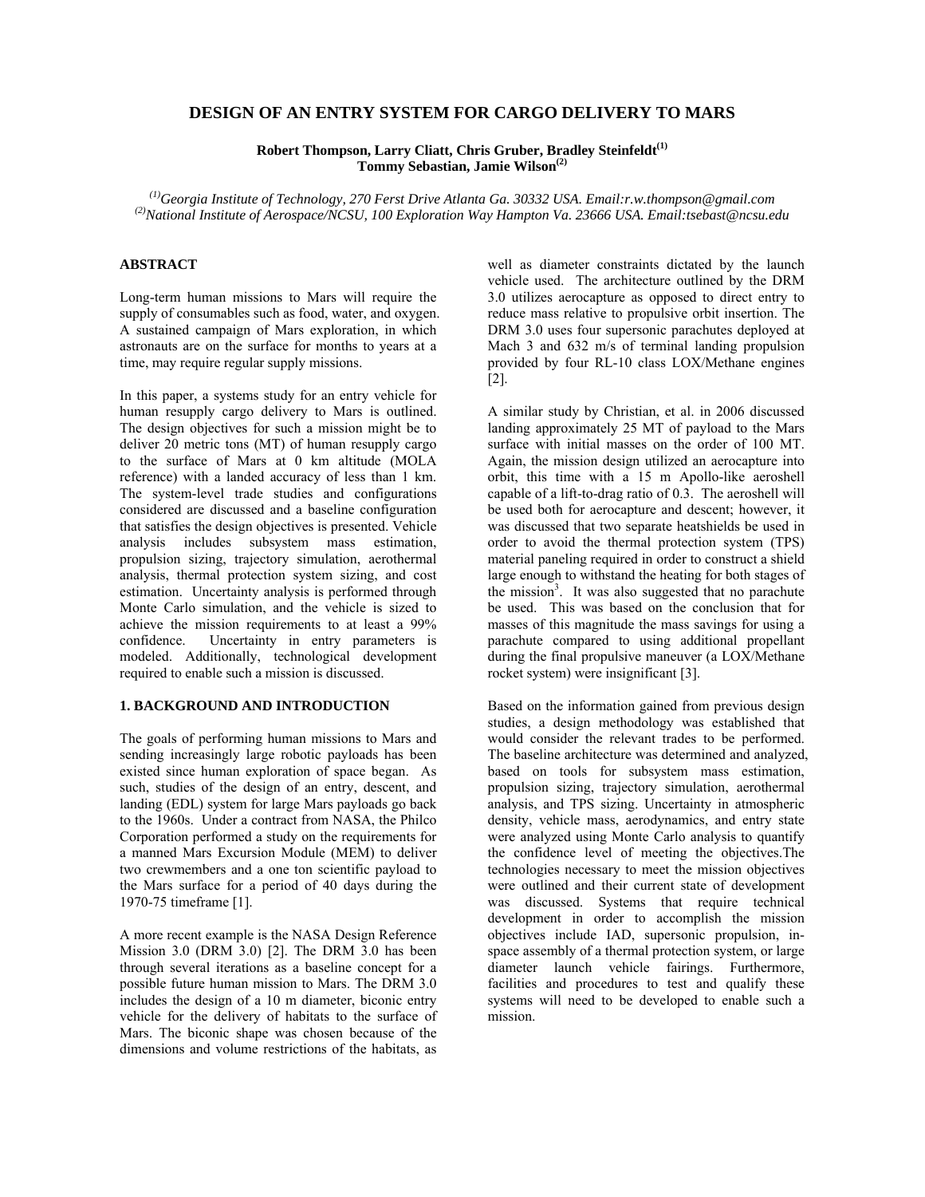# DESIGN OF AN ENTRY SYSTEM FOR CARGO DELIVERY TO MARS

**Robert Thompson, Larry Cliatt, Chris Gruber, Bradley Steinfeldt[(1)]**
**Tommy Sebastian, Jamie Wilson[(2)]**

*[(1)]Georgia Institute of Technology, 270 Ferst Drive Atlanta Ga. 30332 USA. Email:r.w.thompson@gmail.com*
*[(2)]National Institute of Aerospace/NCSU, 100 Exploration Way Hampton Va. 23666 USA. Email:tsebast@ncsu.edu*

## ABSTRACT

Long-term human missions to Mars will require the supply of consumables such as food, water, and oxygen. A sustained campaign of Mars exploration, in which astronauts are on the surface for months to years at a time, may require regular supply missions.

In this paper, a systems study for an entry vehicle for human resupply cargo delivery to Mars is outlined. The design objectives for such a mission might be to deliver 20 metric tons (MT) of human resupply cargo to the surface of Mars at 0 km altitude (MOLA reference) with a landed accuracy of less than 1 km. The system-level trade studies and configurations considered are discussed and a baseline configuration that satisfies the design objectives is presented. Vehicle analysis includes subsystem mass estimation, propulsion sizing, trajectory simulation, aerothermal analysis, thermal protection system sizing, and cost estimation. Uncertainty analysis is performed through Monte Carlo simulation, and the vehicle is sized to achieve the mission requirements to at least a 99% confidence. Uncertainty in entry parameters is modeled. Additionally, technological development required to enable such a mission is discussed.

## 1. BACKGROUND AND INTRODUCTION

The goals of performing human missions to Mars and sending increasingly large robotic payloads has been existed since human exploration of space began. As such, studies of the design of an entry, descent, and landing (EDL) system for large Mars payloads go back to the 1960s. Under a contract from NASA, the Philco Corporation performed a study on the requirements for a manned Mars Excursion Module (MEM) to deliver two crewmembers and a one ton scientific payload to the Mars surface for a period of 40 days during the 1970-75 timeframe [1].

A more recent example is the NASA Design Reference Mission 3.0 (DRM 3.0) [2]. The DRM 3.0 has been through several iterations as a baseline concept for a possible future human mission to Mars. The DRM 3.0 includes the design of a 10 m diameter, biconic entry vehicle for the delivery of habitats to the surface of Mars. The biconic shape was chosen because of the dimensions and volume restrictions of the habitats, as well as diameter constraints dictated by the launch vehicle used. The architecture outlined by the DRM 3.0 utilizes aerocapture as opposed to direct entry to reduce mass relative to propulsive orbit insertion. The DRM 3.0 uses four supersonic parachutes deployed at Mach 3 and 632 m/s of terminal landing propulsion provided by four RL-10 class LOX/Methane engines [2].

A similar study by Christian, et al. in 2006 discussed landing approximately 25 MT of payload to the Mars surface with initial masses on the order of 100 MT. Again, the mission design utilized an aerocapture into orbit, this time with a 15 m Apollo-like aeroshell capable of a lift-to-drag ratio of 0.3. The aeroshell will be used both for aerocapture and descent; however, it was discussed that two separate heatshields be used in order to avoid the thermal protection system (TPS) material paneling required in order to construct a shield large enough to withstand the heating for both stages of the mission[3]. It was also suggested that no parachute be used. This was based on the conclusion that for masses of this magnitude the mass savings for using a parachute compared to using additional propellant during the final propulsive maneuver (a LOX/Methane rocket system) were insignificant [3].

Based on the information gained from previous design studies, a design methodology was established that would consider the relevant trades to be performed. The baseline architecture was determined and analyzed, based on tools for subsystem mass estimation, propulsion sizing, trajectory simulation, aerothermal analysis, and TPS sizing. Uncertainty in atmospheric density, vehicle mass, aerodynamics, and entry state were analyzed using Monte Carlo analysis to quantify the confidence level of meeting the objectives.The technologies necessary to meet the mission objectives were outlined and their current state of development was discussed. Systems that require technical development in order to accomplish the mission objectives include IAD, supersonic propulsion, in-space assembly of a thermal protection system, or large diameter launch vehicle fairings. Furthermore, facilities and procedures to test and qualify these systems will need to be developed to enable such a mission.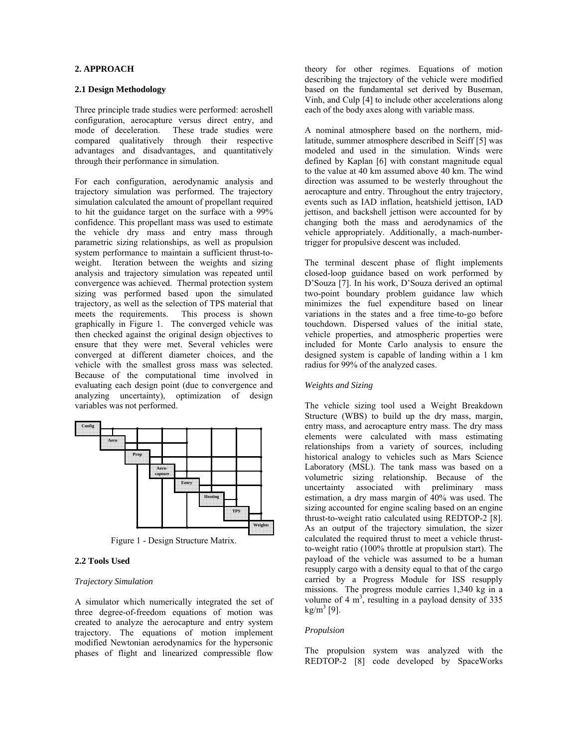## 2. APPROACH

### 2.1 Design Methodology

Three principle trade studies were performed: aeroshell configuration, aerocapture versus direct entry, and mode of deceleration. These trade studies were compared qualitatively through their respective advantages and disadvantages, and quantitatively through their performance in simulation.

For each configuration, aerodynamic analysis and trajectory simulation was performed. The trajectory simulation calculated the amount of propellant required to hit the guidance target on the surface with a 99% confidence. This propellant mass was used to estimate the vehicle dry mass and entry mass through parametric sizing relationships, as well as propulsion system performance to maintain a sufficient thrust-to-weight. Iteration between the weights and sizing analysis and trajectory simulation was repeated until convergence was achieved. Thermal protection system sizing was performed based upon the simulated trajectory, as well as the selection of TPS material that meets the requirements. This process is shown graphically in Figure 1. The converged vehicle was then checked against the original design objectives to ensure that they were met. Several vehicles were converged at different diameter choices, and the vehicle with the smallest gross mass was selected. Because of the computational time involved in evaluating each design point (due to convergence and analyzing uncertainty), optimization of design variables was not performed.

Config | Aero | Prop | Aero-capture | Entry | Heating | TPS | Weights

Figure 1 - Design Structure Matrix.

### 2.2 Tools Used

*Trajectory Simulation*

A simulator which numerically integrated the set of three degree-of-freedom equations of motion was created to analyze the aerocapture and entry system trajectory. The equations of motion implement modified Newtonian aerodynamics for the hypersonic phases of flight and linearized compressible flow theory for other regimes. Equations of motion describing the trajectory of the vehicle were modified based on the fundamental set derived by Buseman, Vinh, and Culp [4] to include other accelerations along each of the body axes along with variable mass.

A nominal atmosphere based on the northern, mid-latitude, summer atmosphere described in Seiff [5] was modeled and used in the simulation. Winds were defined by Kaplan [6] with constant magnitude equal to the value at 40 km assumed above 40 km. The wind direction was assumed to be westerly throughout the aerocapture and entry. Throughout the entry trajectory, events such as IAD inflation, heatshield jettison, IAD jettison, and backshell jettison were accounted for by changing both the mass and aerodynamics of the vehicle appropriately. Additionally, a mach-number-trigger for propulsive descent was included.

The terminal descent phase of flight implements closed-loop guidance based on work performed by D'Souza [7]. In his work, D'Souza derived an optimal two-point boundary problem guidance law which minimizes the fuel expenditure based on linear variations in the states and a free time-to-go before touchdown. Dispersed values of the initial state, vehicle properties, and atmospheric properties were included for Monte Carlo analysis to ensure the designed system is capable of landing within a 1 km radius for 99% of the analyzed cases.

*Weights and Sizing*

The vehicle sizing tool used a Weight Breakdown Structure (WBS) to build up the dry mass, margin, entry mass, and aerocapture entry mass. The dry mass elements were calculated with mass estimating relationships from a variety of sources, including historical analogy to vehicles such as Mars Science Laboratory (MSL). The tank mass was based on a volumetric sizing relationship. Because of the uncertainty associated with preliminary mass estimation, a dry mass margin of 40% was used. The sizing accounted for engine scaling based on an engine thrust-to-weight ratio calculated using REDTOP-2 [8]. As an output of the trajectory simulation, the sizer calculated the required thrust to meet a vehicle thrust-to-weight ratio (100% throttle at propulsion start). The payload of the vehicle was assumed to be a human resupply cargo with a density equal to that of the cargo carried by a Progress Module for ISS resupply missions. The progress module carries 1,340 kg in a volume of 4 $m^3$, resulting in a payload density of 335 $kg/m^3$ [9].

*Propulsion*

The propulsion system was analyzed with the REDTOP-2 [8] code developed by SpaceWorks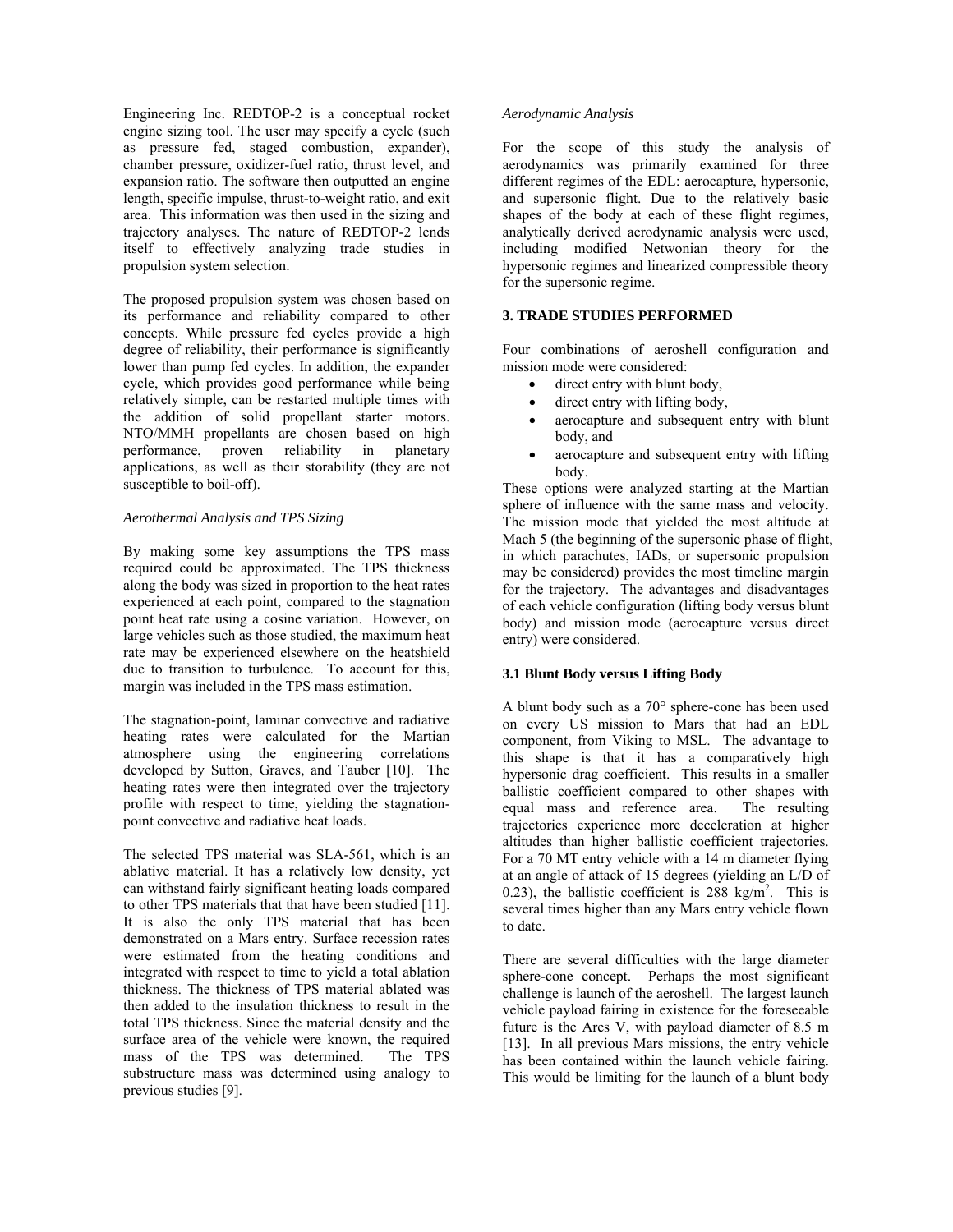Engineering Inc. REDTOP-2 is a conceptual rocket engine sizing tool. The user may specify a cycle (such as pressure fed, staged combustion, expander), chamber pressure, oxidizer-fuel ratio, thrust level, and expansion ratio. The software then outputted an engine length, specific impulse, thrust-to-weight ratio, and exit area. This information was then used in the sizing and trajectory analyses. The nature of REDTOP-2 lends itself to effectively analyzing trade studies in propulsion system selection.

The proposed propulsion system was chosen based on its performance and reliability compared to other concepts. While pressure fed cycles provide a high degree of reliability, their performance is significantly lower than pump fed cycles. In addition, the expander cycle, which provides good performance while being relatively simple, can be restarted multiple times with the addition of solid propellant starter motors. NTO/MMH propellants are chosen based on high performance, proven reliability in planetary applications, as well as their storability (they are not susceptible to boil-off).

*Aerothermal Analysis and TPS Sizing*

By making some key assumptions the TPS mass required could be approximated. The TPS thickness along the body was sized in proportion to the heat rates experienced at each point, compared to the stagnation point heat rate using a cosine variation. However, on large vehicles such as those studied, the maximum heat rate may be experienced elsewhere on the heatshield due to transition to turbulence. To account for this, margin was included in the TPS mass estimation.

The stagnation-point, laminar convective and radiative heating rates were calculated for the Martian atmosphere using the engineering correlations developed by Sutton, Graves, and Tauber [10]. The heating rates were then integrated over the trajectory profile with respect to time, yielding the stagnation-point convective and radiative heat loads.

The selected TPS material was SLA-561, which is an ablative material. It has a relatively low density, yet can withstand fairly significant heating loads compared to other TPS materials that that have been studied [11]. It is also the only TPS material that has been demonstrated on a Mars entry. Surface recession rates were estimated from the heating conditions and integrated with respect to time to yield a total ablation thickness. The thickness of TPS material ablated was then added to the insulation thickness to result in the total TPS thickness. Since the material density and the surface area of the vehicle were known, the required mass of the TPS was determined. The TPS substructure mass was determined using analogy to previous studies [9].

*Aerodynamic Analysis*

For the scope of this study the analysis of aerodynamics was primarily examined for three different regimes of the EDL: aerocapture, hypersonic, and supersonic flight. Due to the relatively basic shapes of the body at each of these flight regimes, analytically derived aerodynamic analysis were used, including modified Netwonian theory for the hypersonic regimes and linearized compressible theory for the supersonic regime.

## 3. TRADE STUDIES PERFORMED

Four combinations of aeroshell configuration and mission mode were considered:

- direct entry with blunt body,
- direct entry with lifting body,
- aerocapture and subsequent entry with blunt body, and
- aerocapture and subsequent entry with lifting body.

These options were analyzed starting at the Martian sphere of influence with the same mass and velocity. The mission mode that yielded the most altitude at Mach 5 (the beginning of the supersonic phase of flight, in which parachutes, IADs, or supersonic propulsion may be considered) provides the most timeline margin for the trajectory. The advantages and disadvantages of each vehicle configuration (lifting body versus blunt body) and mission mode (aerocapture versus direct entry) were considered.

### 3.1 Blunt Body versus Lifting Body

A blunt body such as a 70° sphere-cone has been used on every US mission to Mars that had an EDL component, from Viking to MSL. The advantage to this shape is that it has a comparatively high hypersonic drag coefficient. This results in a smaller ballistic coefficient compared to other shapes with equal mass and reference area. The resulting trajectories experience more deceleration at higher altitudes than higher ballistic coefficient trajectories. For a 70 MT entry vehicle with a 14 m diameter flying at an angle of attack of 15 degrees (yielding an L/D of 0.23), the ballistic coefficient is 288 $kg/m^2$. This is several times higher than any Mars entry vehicle flown to date.

There are several difficulties with the large diameter sphere-cone concept. Perhaps the most significant challenge is launch of the aeroshell. The largest launch vehicle payload fairing in existence for the foreseeable future is the Ares V, with payload diameter of 8.5 m [13]. In all previous Mars missions, the entry vehicle has been contained within the launch vehicle fairing. This would be limiting for the launch of a blunt body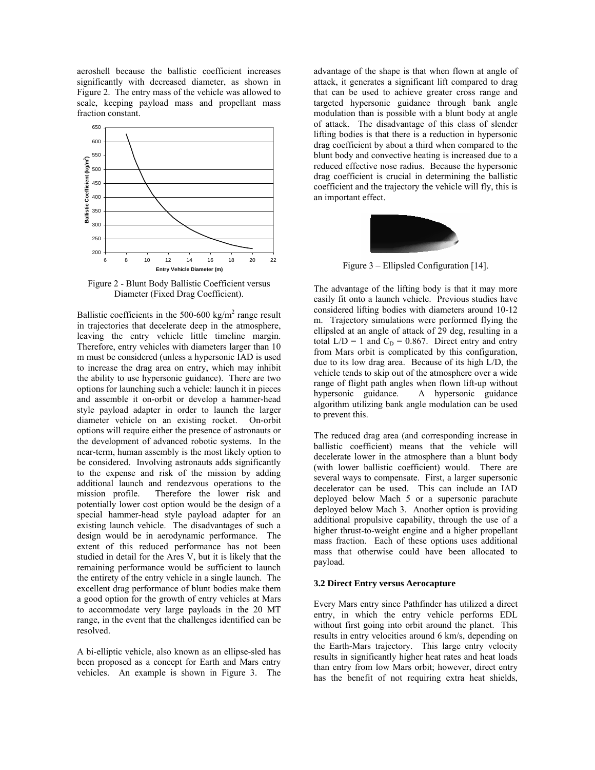aeroshell because the ballistic coefficient increases significantly with decreased diameter, as shown in Figure 2. The entry mass of the vehicle was allowed to scale, keeping payload mass and propellant mass fraction constant.

Figure 2 - Blunt Body Ballistic Coefficient versus Diameter (Fixed Drag Coefficient).

Ballistic coefficients in the 500-600 kg/m$^2$ range result in trajectories that decelerate deep in the atmosphere, leaving the entry vehicle little timeline margin. Therefore, entry vehicles with diameters larger than 10 m must be considered (unless a hypersonic IAD is used to increase the drag area on entry, which may inhibit the ability to use hypersonic guidance). There are two options for launching such a vehicle: launch it in pieces and assemble it on-orbit or develop a hammer-head style payload adapter in order to launch the larger diameter vehicle on an existing rocket. On-orbit options will require either the presence of astronauts or the development of advanced robotic systems. In the near-term, human assembly is the most likely option to be considered. Involving astronauts adds significantly to the expense and risk of the mission by adding additional launch and rendezvous operations to the mission profile. Therefore the lower risk and potentially lower cost option would be the design of a special hammer-head style payload adapter for an existing launch vehicle. The disadvantages of such a design would be in aerodynamic performance. The extent of this reduced performance has not been studied in detail for the Ares V, but it is likely that the remaining performance would be sufficient to launch the entirety of the entry vehicle in a single launch. The excellent drag performance of blunt bodies make them a good option for the growth of entry vehicles at Mars to accommodate very large payloads in the 20 MT range, in the event that the challenges identified can be resolved.

A bi-elliptic vehicle, also known as an ellipse-sled has been proposed as a concept for Earth and Mars entry vehicles. An example is shown in Figure 3. The advantage of the shape is that when flown at angle of attack, it generates a significant lift compared to drag that can be used to achieve greater cross range and targeted hypersonic guidance through bank angle modulation than is possible with a blunt body at angle of attack. The disadvantage of this class of slender lifting bodies is that there is a reduction in hypersonic drag coefficient by about a third when compared to the blunt body and convective heating is increased due to a reduced effective nose radius. Because the hypersonic drag coefficient is crucial in determining the ballistic coefficient and the trajectory the vehicle will fly, this is an important effect.

Figure 3 – Ellipsled Configuration [14].

The advantage of the lifting body is that it may more easily fit onto a launch vehicle. Previous studies have considered lifting bodies with diameters around 10-12 m. Trajectory simulations were performed flying the ellipsled at an angle of attack of 29 deg, resulting in a total L/D = 1 and $C_D$ = 0.867. Direct entry and entry from Mars orbit is complicated by this configuration, due to its low drag area. Because of its high L/D, the vehicle tends to skip out of the atmosphere over a wide range of flight path angles when flown lift-up without hypersonic guidance. A hypersonic guidance algorithm utilizing bank angle modulation can be used to prevent this.

The reduced drag area (and corresponding increase in ballistic coefficient) means that the vehicle will decelerate lower in the atmosphere than a blunt body (with lower ballistic coefficient) would. There are several ways to compensate. First, a larger supersonic decelerator can be used. This can include an IAD deployed below Mach 5 or a supersonic parachute deployed below Mach 3. Another option is providing additional propulsive capability, through the use of a higher thrust-to-weight engine and a higher propellant mass fraction. Each of these options uses additional mass that otherwise could have been allocated to payload.

### 3.2 Direct Entry versus Aerocapture

Every Mars entry since Pathfinder has utilized a direct entry, in which the entry vehicle performs EDL without first going into orbit around the planet. This results in entry velocities around 6 km/s, depending on the Earth-Mars trajectory. This large entry velocity results in significantly higher heat rates and heat loads than entry from low Mars orbit; however, direct entry has the benefit of not requiring extra heat shields,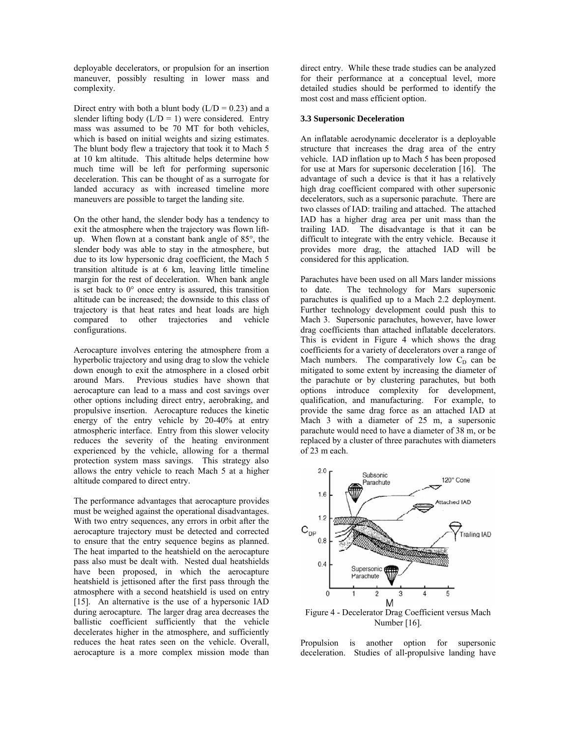deployable decelerators, or propulsion for an insertion maneuver, possibly resulting in lower mass and complexity.

Direct entry with both a blunt body (L/D = 0.23) and a slender lifting body (L/D = 1) were considered. Entry mass was assumed to be 70 MT for both vehicles, which is based on initial weights and sizing estimates. The blunt body flew a trajectory that took it to Mach 5 at 10 km altitude. This altitude helps determine how much time will be left for performing supersonic deceleration. This can be thought of as a surrogate for landed accuracy as with increased timeline more maneuvers are possible to target the landing site.

On the other hand, the slender body has a tendency to exit the atmosphere when the trajectory was flown lift-up. When flown at a constant bank angle of 85°, the slender body was able to stay in the atmosphere, but due to its low hypersonic drag coefficient, the Mach 5 transition altitude is at 6 km, leaving little timeline margin for the rest of deceleration. When bank angle is set back to 0° once entry is assured, this transition altitude can be increased; the downside to this class of trajectory is that heat rates and heat loads are high compared to other trajectories and vehicle configurations.

Aerocapture involves entering the atmosphere from a hyperbolic trajectory and using drag to slow the vehicle down enough to exit the atmosphere in a closed orbit around Mars. Previous studies have shown that aerocapture can lead to a mass and cost savings over other options including direct entry, aerobraking, and propulsive insertion. Aerocapture reduces the kinetic energy of the entry vehicle by 20-40% at entry atmospheric interface. Entry from this slower velocity reduces the severity of the heating environment experienced by the vehicle, allowing for a thermal protection system mass savings. This strategy also allows the entry vehicle to reach Mach 5 at a higher altitude compared to direct entry.

The performance advantages that aerocapture provides must be weighed against the operational disadvantages. With two entry sequences, any errors in orbit after the aerocapture trajectory must be detected and corrected to ensure that the entry sequence begins as planned. The heat imparted to the heatshield on the aerocapture pass also must be dealt with. Nested dual heatshields have been proposed, in which the aerocapture heatshield is jettisoned after the first pass through the atmosphere with a second heatshield is used on entry [15]. An alternative is the use of a hypersonic IAD during aerocapture. The larger drag area decreases the ballistic coefficient sufficiently that the vehicle decelerates higher in the atmosphere, and sufficiently reduces the heat rates seen on the vehicle. Overall, aerocapture is a more complex mission mode than direct entry. While these trade studies can be analyzed for their performance at a conceptual level, more detailed studies should be performed to identify the most cost and mass efficient option.

### 3.3 Supersonic Deceleration

An inflatable aerodynamic decelerator is a deployable structure that increases the drag area of the entry vehicle. IAD inflation up to Mach 5 has been proposed for use at Mars for supersonic deceleration [16]. The advantage of such a device is that it has a relatively high drag coefficient compared with other supersonic decelerators, such as a supersonic parachute. There are two classes of IAD: trailing and attached. The attached IAD has a higher drag area per unit mass than the trailing IAD. The disadvantage is that it can be difficult to integrate with the entry vehicle. Because it provides more drag, the attached IAD will be considered for this application.

Parachutes have been used on all Mars lander missions to date. The technology for Mars supersonic parachutes is qualified up to a Mach 2.2 deployment. Further technology development could push this to Mach 3. Supersonic parachutes, however, have lower drag coefficients than attached inflatable decelerators. This is evident in Figure 4 which shows the drag coefficients for a variety of decelerators over a range of Mach numbers. The comparatively low $C_D$ can be mitigated to some extent by increasing the diameter of the parachute or by clustering parachutes, but both options introduce complexity for development, qualification, and manufacturing. For example, to provide the same drag force as an attached IAD at Mach 3 with a diameter of 25 m, a supersonic parachute would need to have a diameter of 38 m, or be replaced by a cluster of three parachutes with diameters of 23 m each.

Figure 4 - Decelerator Drag Coefficient versus Mach Number [16].

Propulsion is another option for supersonic deceleration. Studies of all-propulsive landing have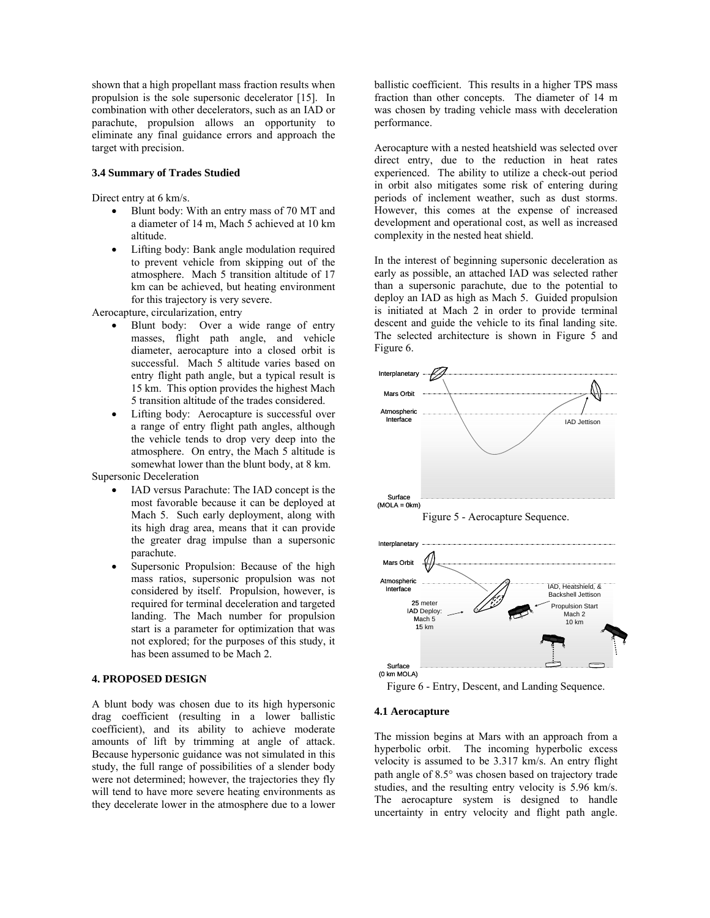shown that a high propellant mass fraction results when propulsion is the sole supersonic decelerator [15]. In combination with other decelerators, such as an IAD or parachute, propulsion allows an opportunity to eliminate any final guidance errors and approach the target with precision.

### 3.4 Summary of Trades Studied

Direct entry at 6 km/s.

- Blunt body: With an entry mass of 70 MT and a diameter of 14 m, Mach 5 achieved at 10 km altitude.
- Lifting body: Bank angle modulation required to prevent vehicle from skipping out of the atmosphere. Mach 5 transition altitude of 17 km can be achieved, but heating environment for this trajectory is very severe.

Aerocapture, circularization, entry

- Blunt body: Over a wide range of entry masses, flight path angle, and vehicle diameter, aerocapture into a closed orbit is successful. Mach 5 altitude varies based on entry flight path angle, but a typical result is 15 km. This option provides the highest Mach 5 transition altitude of the trades considered.
- Lifting body: Aerocapture is successful over a range of entry flight path angles, although the vehicle tends to drop very deep into the atmosphere. On entry, the Mach 5 altitude is somewhat lower than the blunt body, at 8 km.

Supersonic Deceleration

- IAD versus Parachute: The IAD concept is the most favorable because it can be deployed at Mach 5. Such early deployment, along with its high drag area, means that it can provide the greater drag impulse than a supersonic parachute.
- Supersonic Propulsion: Because of the high mass ratios, supersonic propulsion was not considered by itself. Propulsion, however, is required for terminal deceleration and targeted landing. The Mach number for propulsion start is a parameter for optimization that was not explored; for the purposes of this study, it has been assumed to be Mach 2.

## 4. PROPOSED DESIGN

A blunt body was chosen due to its high hypersonic drag coefficient (resulting in a lower ballistic coefficient), and its ability to achieve moderate amounts of lift by trimming at angle of attack. Because hypersonic guidance was not simulated in this study, the full range of possibilities of a slender body were not determined; however, the trajectories they fly will tend to have more severe heating environments as they decelerate lower in the atmosphere due to a lower ballistic coefficient. This results in a higher TPS mass fraction than other concepts. The diameter of 14 m was chosen by trading vehicle mass with deceleration performance.

Aerocapture with a nested heatshield was selected over direct entry, due to the reduction in heat rates experienced. The ability to utilize a check-out period in orbit also mitigates some risk of entering during periods of inclement weather, such as dust storms. However, this comes at the expense of increased development and operational cost, as well as increased complexity in the nested heat shield.

In the interest of beginning supersonic deceleration as early as possible, an attached IAD was selected rather than a supersonic parachute, due to the potential to deploy an IAD as high as Mach 5. Guided propulsion is initiated at Mach 2 in order to provide terminal descent and guide the vehicle to its final landing site. The selected architecture is shown in Figure 5 and Figure 6.

Figure 5 - Aerocapture Sequence.

Figure 6 - Entry, Descent, and Landing Sequence.

### 4.1 Aerocapture

The mission begins at Mars with an approach from a hyperbolic orbit. The incoming hyperbolic excess velocity is assumed to be 3.317 km/s. An entry flight path angle of 8.5° was chosen based on trajectory trade studies, and the resulting entry velocity is 5.96 km/s. The aerocapture system is designed to handle uncertainty in entry velocity and flight path angle.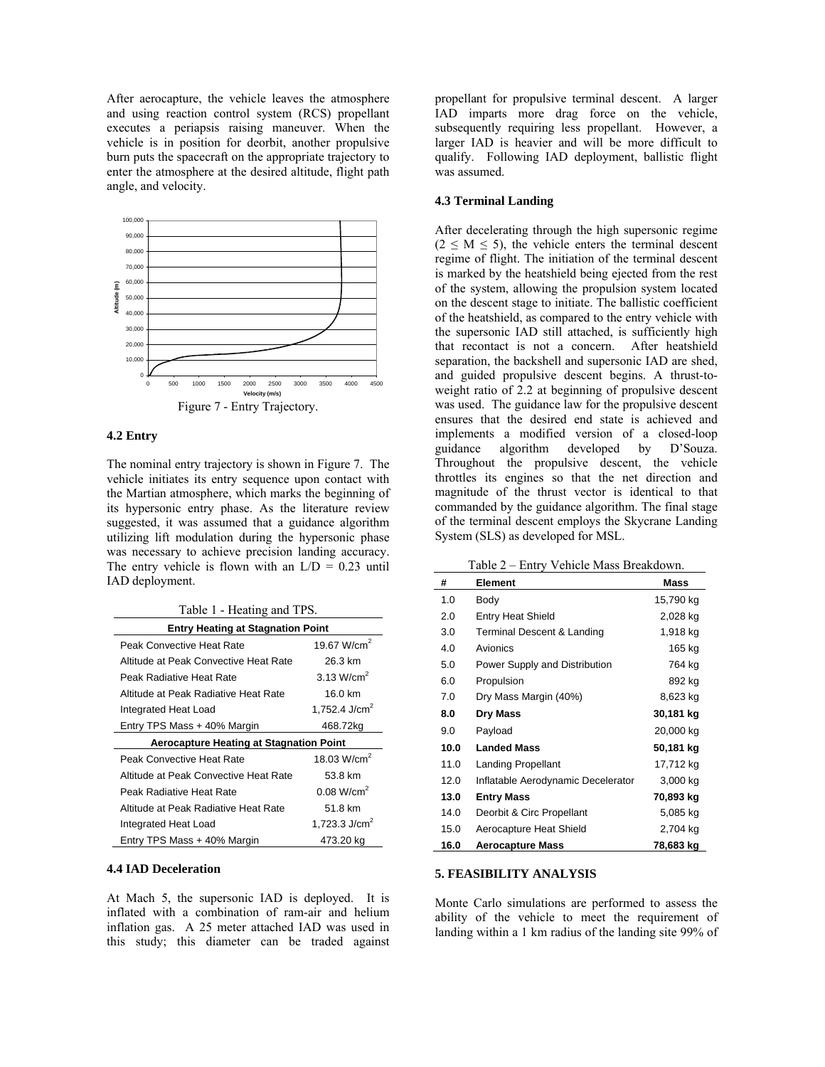After aerocapture, the vehicle leaves the atmosphere and using reaction control system (RCS) propellant executes a periapsis raising maneuver. When the vehicle is in position for deorbit, another propulsive burn puts the spacecraft on the appropriate trajectory to enter the atmosphere at the desired altitude, flight path angle, and velocity.

Figure 7 - Entry Trajectory.

### 4.2 Entry

The nominal entry trajectory is shown in Figure 7. The vehicle initiates its entry sequence upon contact with the Martian atmosphere, which marks the beginning of its hypersonic entry phase. As the literature review suggested, it was assumed that a guidance algorithm utilizing lift modulation during the hypersonic phase was necessary to achieve precision landing accuracy. The entry vehicle is flown with an $L/D = 0.23$ until IAD deployment.

Table 1 - Heating and TPS.

| **Entry Heating at Stagnation Point** | |
|---|---|
| Peak Convective Heat Rate | 19.67 W/cm$^2$ |
| Altitude at Peak Convective Heat Rate | 26.3 km |
| Peak Radiative Heat Rate | 3.13 W/cm$^2$ |
| Altitude at Peak Radiative Heat Rate | 16.0 km |
| Integrated Heat Load | 1,752.4 J/cm$^2$ |
| Entry TPS Mass + 40% Margin | 468.72kg |
| **Aerocapture Heating at Stagnation Point** | |
| Peak Convective Heat Rate | 18.03 W/cm$^2$ |
| Altitude at Peak Convective Heat Rate | 53.8 km |
| Peak Radiative Heat Rate | 0.08 W/cm$^2$ |
| Altitude at Peak Radiative Heat Rate | 51.8 km |
| Integrated Heat Load | 1,723.3 J/cm$^2$ |
| Entry TPS Mass + 40% Margin | 473.20 kg |

### 4.4 IAD Deceleration

At Mach 5, the supersonic IAD is deployed. It is inflated with a combination of ram-air and helium inflation gas. A 25 meter attached IAD was used in this study; this diameter can be traded against propellant for propulsive terminal descent. A larger IAD imparts more drag force on the vehicle, subsequently requiring less propellant. However, a larger IAD is heavier and will be more difficult to qualify. Following IAD deployment, ballistic flight was assumed.

### 4.3 Terminal Landing

After decelerating through the high supersonic regime ($2 \leq M \leq 5$), the vehicle enters the terminal descent regime of flight. The initiation of the terminal descent is marked by the heatshield being ejected from the rest of the system, allowing the propulsion system located on the descent stage to initiate. The ballistic coefficient of the heatshield, as compared to the entry vehicle with the supersonic IAD still attached, is sufficiently high that recontact is not a concern. After heatshield separation, the backshell and supersonic IAD are shed, and guided propulsive descent begins. A thrust-to-weight ratio of 2.2 at beginning of propulsive descent was used. The guidance law for the propulsive descent ensures that the desired end state is achieved and implements a modified version of a closed-loop guidance algorithm developed by D'Souza. Throughout the propulsive descent, the vehicle throttles its engines so that the net direction and magnitude of the thrust vector is identical to that commanded by the guidance algorithm. The final stage of the terminal descent employs the Skycrane Landing System (SLS) as developed for MSL.

Table 2 – Entry Vehicle Mass Breakdown.

| # | Element | Mass |
|---|---|---|
| 1.0 | Body | 15,790 kg |
| 2.0 | Entry Heat Shield | 2,028 kg |
| 3.0 | Terminal Descent & Landing | 1,918 kg |
| 4.0 | Avionics | 165 kg |
| 5.0 | Power Supply and Distribution | 764 kg |
| 6.0 | Propulsion | 892 kg |
| 7.0 | Dry Mass Margin (40%) | 8,623 kg |
| **8.0** | **Dry Mass** | **30,181 kg** |
| 9.0 | Payload | 20,000 kg |
| **10.0** | **Landed Mass** | **50,181 kg** |
| 11.0 | Landing Propellant | 17,712 kg |
| 12.0 | Inflatable Aerodynamic Decelerator | 3,000 kg |
| **13.0** | **Entry Mass** | **70,893 kg** |
| 14.0 | Deorbit & Circ Propellant | 5,085 kg |
| 15.0 | Aerocapture Heat Shield | 2,704 kg |
| **16.0** | **Aerocapture Mass** | **78,683 kg** |

## 5. FEASIBILITY ANALYSIS

Monte Carlo simulations are performed to assess the ability of the vehicle to meet the requirement of landing within a 1 km radius of the landing site 99% of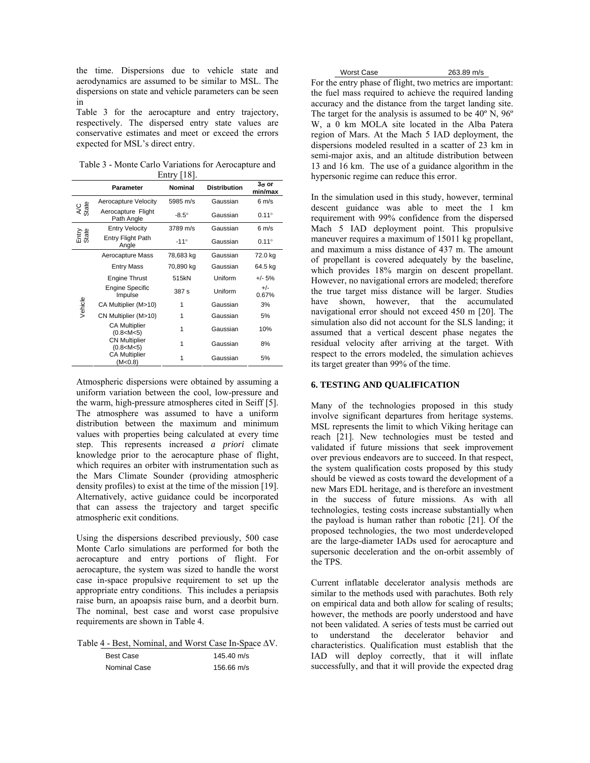the time. Dispersions due to vehicle state and aerodynamics are assumed to be similar to MSL. The dispersions on state and vehicle parameters can be seen in

Table 3 for the aerocapture and entry trajectory, respectively. The dispersed entry state values are conservative estimates and meet or exceed the errors expected for MSL's direct entry.

Table 3 - Monte Carlo Variations for Aerocapture and Entry [18].

| | Parameter | Nominal | Distribution | 3σ or min/max |
|---|---|---|---|---|
| A/C State | Aerocapture Velocity | 5985 m/s | Gaussian | 6 m/s |
| | Aerocapture Flight Path Angle | -8.5° | Gaussian | 0.11° |
| Entry State | Entry Velocity | 3789 m/s | Gaussian | 6 m/s |
| | Entry Flight Path Angle | -11° | Gaussian | 0.11° |
| Vehicle | Aerocapture Mass | 78,683 kg | Gaussian | 72.0 kg |
| | Entry Mass | 70,890 kg | Gaussian | 64.5 kg |
| | Engine Thrust | 515kN | Uniform | +/- 5% |
| | Engine Specific Impulse | 387 s | Uniform | +/- 0.67% |
| | CA Multiplier (M>10) | 1 | Gaussian | 3% |
| | CN Multiplier (M>10) | 1 | Gaussian | 5% |
| | CA Multiplier (0.8<M<5) | 1 | Gaussian | 10% |
| | CN Multiplier (0.8<M<5) | 1 | Gaussian | 8% |
| | CA Multiplier (M<0.8) | 1 | Gaussian | 5% |

Atmospheric dispersions were obtained by assuming a uniform variation between the cool, low-pressure and the warm, high-pressure atmospheres cited in Seiff [5]. The atmosphere was assumed to have a uniform distribution between the maximum and minimum values with properties being calculated at every time step. This represents increased *a priori* climate knowledge prior to the aerocapture phase of flight, which requires an orbiter with instrumentation such as the Mars Climate Sounder (providing atmospheric density profiles) to exist at the time of the mission [19]. Alternatively, active guidance could be incorporated that can assess the trajectory and target specific atmospheric exit conditions.

Using the dispersions described previously, 500 case Monte Carlo simulations are performed for both the aerocapture and entry portions of flight. For aerocapture, the system was sized to handle the worst case in-space propulsive requirement to set up the appropriate entry conditions. This includes a periapsis raise burn, an apoapsis raise burn, and a deorbit burn. The nominal, best case and worst case propulsive requirements are shown in Table 4.

Table 4 - Best, Nominal, and Worst Case In-Space ΔV.

| | |
|---|---|
| Best Case | 145.40 m/s |
| Nominal Case | 156.66 m/s |
| Worst Case | 263.89 m/s |

For the entry phase of flight, two metrics are important: the fuel mass required to achieve the required landing accuracy and the distance from the target landing site. The target for the analysis is assumed to be 40º N, 96º W, a 0 km MOLA site located in the Alba Patera region of Mars. At the Mach 5 IAD deployment, the dispersions modeled resulted in a scatter of 23 km in semi-major axis, and an altitude distribution between 13 and 16 km. The use of a guidance algorithm in the hypersonic regime can reduce this error.

In the simulation used in this study, however, terminal descent guidance was able to meet the 1 km requirement with 99% confidence from the dispersed Mach 5 IAD deployment point. This propulsive maneuver requires a maximum of 15011 kg propellant, and maximum a miss distance of 437 m. The amount of propellant is covered adequately by the baseline, which provides 18% margin on descent propellant. However, no navigational errors are modeled; therefore the true target miss distance will be larger. Studies have shown, however, that the accumulated navigational error should not exceed 450 m [20]. The simulation also did not account for the SLS landing; it assumed that a vertical descent phase negates the residual velocity after arriving at the target. With respect to the errors modeled, the simulation achieves its target greater than 99% of the time.

## 6. TESTING AND QUALIFICATION

Many of the technologies proposed in this study involve significant departures from heritage systems. MSL represents the limit to which Viking heritage can reach [21]. New technologies must be tested and validated if future missions that seek improvement over previous endeavors are to succeed. In that respect, the system qualification costs proposed by this study should be viewed as costs toward the development of a new Mars EDL heritage, and is therefore an investment in the success of future missions. As with all technologies, testing costs increase substantially when the payload is human rather than robotic [21]. Of the proposed technologies, the two most underdeveloped are the large-diameter IADs used for aerocapture and supersonic deceleration and the on-orbit assembly of the TPS.

Current inflatable decelerator analysis methods are similar to the methods used with parachutes. Both rely on empirical data and both allow for scaling of results; however, the methods are poorly understood and have not been validated. A series of tests must be carried out to understand the decelerator behavior and characteristics. Qualification must establish that the IAD will deploy correctly, that it will inflate successfully, and that it will provide the expected drag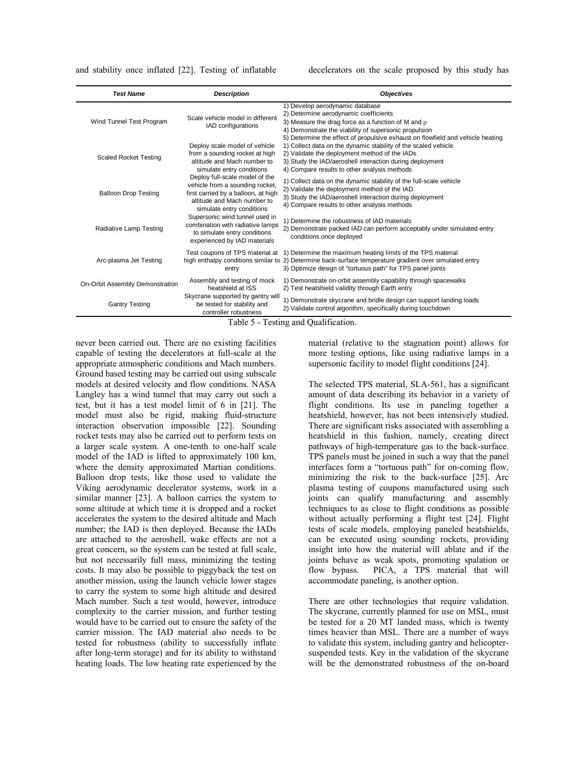and stability once inflated [22]. Testing of inflatable decelerators on the scale proposed by this study has

| *Test Name* | *Description* | *Objectives* |
|---|---|---|
| Wind Tunnel Test Program | Scale vehicle model in different IAD configurations | 1) Develop aerodynamic database<br>2) Determine aerodynamic coefficients<br>3) Measure the drag force as a function of M and $\rho$<br>4) Demonstrate the viability of supersonic propulsion<br>5) Determine the effect of propulsive exhaust on flowfield and vehicle heating |
| Scaled Rocket Testing | Deploy scale model of vehicle from a sounding rocket at high altitude and Mach number to simulate entry conditions | 1) Collect data on the dynamic stability of the scaled vehicle<br>2) Validate the deployment method of the IADs<br>3) Study the IAD/aeroshell interaction during deployment<br>4) Compare results to other analysis methods |
| Balloon Drop Testing | Deploy full-scale model of the vehicle from a sounding rocket, first carried by a balloon, at high altitude and Mach number to simulate entry conditions | 1) Collect data on the dynamic stability of the full-scale vehicle<br>2) Validate the deployment method of the IAD<br>3) Study the IAD/aeroshell interaction during deployment<br>4) Compare results to other analysis methods |
| Radiative Lamp Testing | Supersonic wind tunnel used in combination with radiative lamps to simulate entry conditions experienced by IAD materials | 1) Determine the robustness of IAD materials<br>2) Demonstrate packed IAD can perform acceptably under simulated entry conditions once deployed |
| Arc-plasma Jet Testing | Test coupons of TPS material at high enthalpy conditions similar to entry | 1) Determine the maximum heating limits of the TPS material<br>2) Determine back-surface temperature gradient over simulated entry<br>3) Optimize design of "tortuous path" for TPS panel joints |
| On-Orbit Assembly Demonstration | Assembly and testing of mock heatshield at ISS | 1) Demonstrate on-orbit assembly capability through spacewalks<br>2) Test heatshield validity through Earth entry |
| Gantry Testing | Skycrane supported by gantry will be tested for stability and controller robustness | 1) Demonstrate skycrane and bridle design can support landing loads<br>2) Validate control algorithm, specifically during touchdown |

Table 5 - Testing and Qualification.

never been carried out. There are no existing facilities capable of testing the decelerators at full-scale at the appropriate atmospheric conditions and Mach numbers. Ground based testing may be carried out using subscale models at desired velocity and flow conditions. NASA Langley has a wind tunnel that may carry out such a test, but it has a test model limit of 6 in [21]. The model must also be rigid, making fluid-structure interaction observation impossible [22]. Sounding rocket tests may also be carried out to perform tests on a larger scale system. A one-tenth to one-half scale model of the IAD is lifted to approximately 100 km, where the density approximated Martian conditions. Balloon drop tests, like those used to validate the Viking aerodynamic decelerator systems, work in a similar manner [23]. A balloon carries the system to some altitude at which time it is dropped and a rocket accelerates the system to the desired altitude and Mach number; the IAD is then deployed. Because the IADs are attached to the aeroshell, wake effects are not a great concern, so the system can be tested at full scale, but not necessarily full mass, minimizing the testing costs. It may also be possible to piggyback the test on another mission, using the launch vehicle lower stages to carry the system to some high altitude and desired Mach number. Such a test would, however, introduce complexity to the carrier mission, and further testing would have to be carried out to ensure the safety of the carrier mission. The IAD material also needs to be tested for robustness (ability to successfully inflate after long-term storage) and for its ability to withstand heating loads. The low heating rate experienced by the material (relative to the stagnation point) allows for more testing options, like using radiative lamps in a supersonic facility to model flight conditions [24].

The selected TPS material, SLA-561, has a significant amount of data describing its behavior in a variety of flight conditions. Its use in paneling together a heatshield, however, has not been intensively studied. There are significant risks associated with assembling a heatshield in this fashion, namely, creating direct pathways of high-temperature gas to the back-surface. TPS panels must be joined in such a way that the panel interfaces form a "tortuous path" for on-coming flow, minimizing the risk to the back-surface [25]. Arc plasma testing of coupons manufactured using such joints can qualify manufacturing and assembly techniques to as close to flight conditions as possible without actually performing a flight test [24]. Flight tests of scale models, employing paneled heatshields, can be executed using sounding rockets, providing insight into how the material will ablate and if the joints behave as weak spots, promoting spalation or flow bypass. PICA, a TPS material that will accommodate paneling, is another option.

There are other technologies that require validation. The skycrane, currently planned for use on MSL, must be tested for a 20 MT landed mass, which is twenty times heavier than MSL. There are a number of ways to validate this system, including gantry and helicopter-suspended tests. Key in the validation of the skycrane will be the demonstrated robustness of the on-board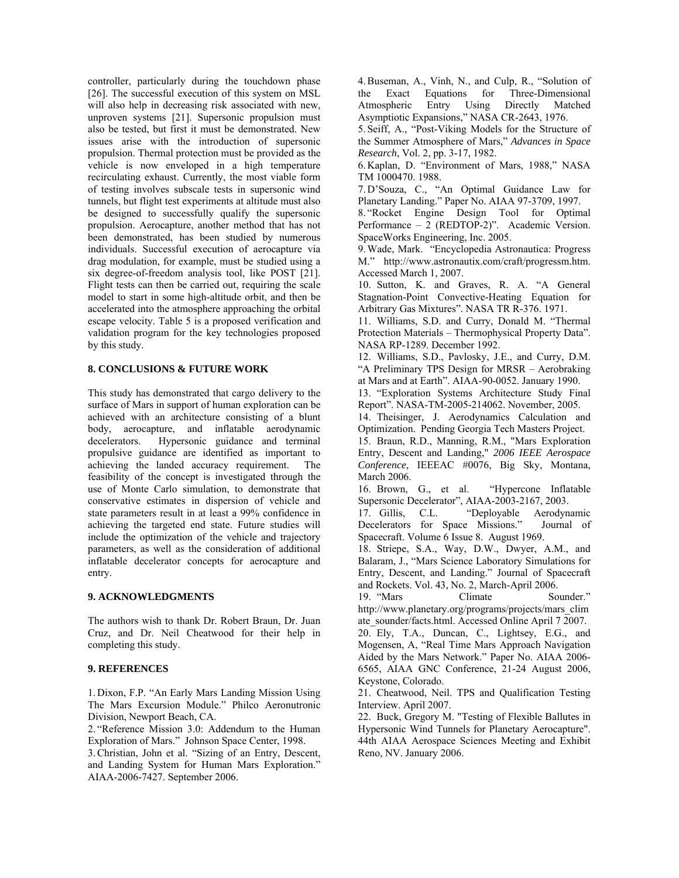controller, particularly during the touchdown phase [26]. The successful execution of this system on MSL will also help in decreasing risk associated with new, unproven systems [21]. Supersonic propulsion must also be tested, but first it must be demonstrated. New issues arise with the introduction of supersonic propulsion. Thermal protection must be provided as the vehicle is now enveloped in a high temperature recirculating exhaust. Currently, the most viable form of testing involves subscale tests in supersonic wind tunnels, but flight test experiments at altitude must also be designed to successfully qualify the supersonic propulsion. Aerocapture, another method that has not been demonstrated, has been studied by numerous individuals. Successful execution of aerocapture via drag modulation, for example, must be studied using a six degree-of-freedom analysis tool, like POST [21]. Flight tests can then be carried out, requiring the scale model to start in some high-altitude orbit, and then be accelerated into the atmosphere approaching the orbital escape velocity. Table 5 is a proposed verification and validation program for the key technologies proposed by this study.

## 8. CONCLUSIONS & FUTURE WORK

This study has demonstrated that cargo delivery to the surface of Mars in support of human exploration can be achieved with an architecture consisting of a blunt body, aerocapture, and inflatable aerodynamic decelerators. Hypersonic guidance and terminal propulsive guidance are identified as important to achieving the landed accuracy requirement. The feasibility of the concept is investigated through the use of Monte Carlo simulation, to demonstrate that conservative estimates in dispersion of vehicle and state parameters result in at least a 99% confidence in achieving the targeted end state. Future studies will include the optimization of the vehicle and trajectory parameters, as well as the consideration of additional inflatable decelerator concepts for aerocapture and entry.

## 9. ACKNOWLEDGMENTS

The authors wish to thank Dr. Robert Braun, Dr. Juan Cruz, and Dr. Neil Cheatwood for their help in completing this study.

## 9. REFERENCES

1. Dixon, F.P. "An Early Mars Landing Mission Using The Mars Excursion Module." Philco Aeronutronic Division, Newport Beach, CA.
2. "Reference Mission 3.0: Addendum to the Human Exploration of Mars." Johnson Space Center, 1998.
3. Christian, John et al. "Sizing of an Entry, Descent, and Landing System for Human Mars Exploration." AIAA-2006-7427. September 2006.
4. Buseman, A., Vinh, N., and Culp, R., "Solution of the Exact Equations for Three-Dimensional Atmospheric Entry Using Directly Matched Asymptiotic Expansions," NASA CR-2643, 1976.
5. Seiff, A., "Post-Viking Models for the Structure of the Summer Atmosphere of Mars," *Advances in Space Research*, Vol. 2, pp. 3-17, 1982.
6. Kaplan, D. "Environment of Mars, 1988," NASA TM 1000470. 1988.
7. D'Souza, C., "An Optimal Guidance Law for Planetary Landing." Paper No. AIAA 97-3709, 1997.
8. "Rocket Engine Design Tool for Optimal Performance – 2 (REDTOP-2)". Academic Version. SpaceWorks Engineering, Inc. 2005.
9. Wade, Mark. "Encyclopedia Astronautica: Progress M." http://www.astronautix.com/craft/progressm.htm. Accessed March 1, 2007.
10. Sutton, K. and Graves, R. A. "A General Stagnation-Point Convective-Heating Equation for Arbitrary Gas Mixtures". NASA TR R-376. 1971.
11. Williams, S.D. and Curry, Donald M. "Thermal Protection Materials – Thermophysical Property Data". NASA RP-1289. December 1992.
12. Williams, S.D., Pavlosky, J.E., and Curry, D.M. "A Preliminary TPS Design for MRSR – Aerobraking at Mars and at Earth". AIAA-90-0052. January 1990.
13. "Exploration Systems Architecture Study Final Report". NASA-TM-2005-214062. November, 2005.
14. Theisinger, J. Aerodynamics Calculation and Optimization. Pending Georgia Tech Masters Project.
15. Braun, R.D., Manning, R.M., "Mars Exploration Entry, Descent and Landing," *2006 IEEE Aerospace Conference*, IEEEAC #0076, Big Sky, Montana, March 2006.
16. Brown, G., et al. "Hypercone Inflatable Supersonic Decelerator", AIAA-2003-2167, 2003.
17. Gillis, C.L. "Deployable Aerodynamic Decelerators for Space Missions." Journal of Spacecraft. Volume 6 Issue 8. August 1969.
18. Striepe, S.A., Way, D.W., Dwyer, A.M., and Balaram, J., "Mars Science Laboratory Simulations for Entry, Descent, and Landing." Journal of Spacecraft and Rockets. Vol. 43, No. 2, March-April 2006.
19. "Mars Climate Sounder." http://www.planetary.org/programs/projects/mars_climate_sounder/facts.html. Accessed Online April 7 2007.
20. Ely, T.A., Duncan, C., Lightsey, E.G., and Mogensen, A, "Real Time Mars Approach Navigation Aided by the Mars Network." Paper No. AIAA 2006-6565, AIAA GNC Conference, 21-24 August 2006, Keystone, Colorado.
21. Cheatwood, Neil. TPS and Qualification Testing Interview. April 2007.
22. Buck, Gregory M. "Testing of Flexible Ballutes in Hypersonic Wind Tunnels for Planetary Aerocapture". 44th AIAA Aerospace Sciences Meeting and Exhibit Reno, NV. January 2006.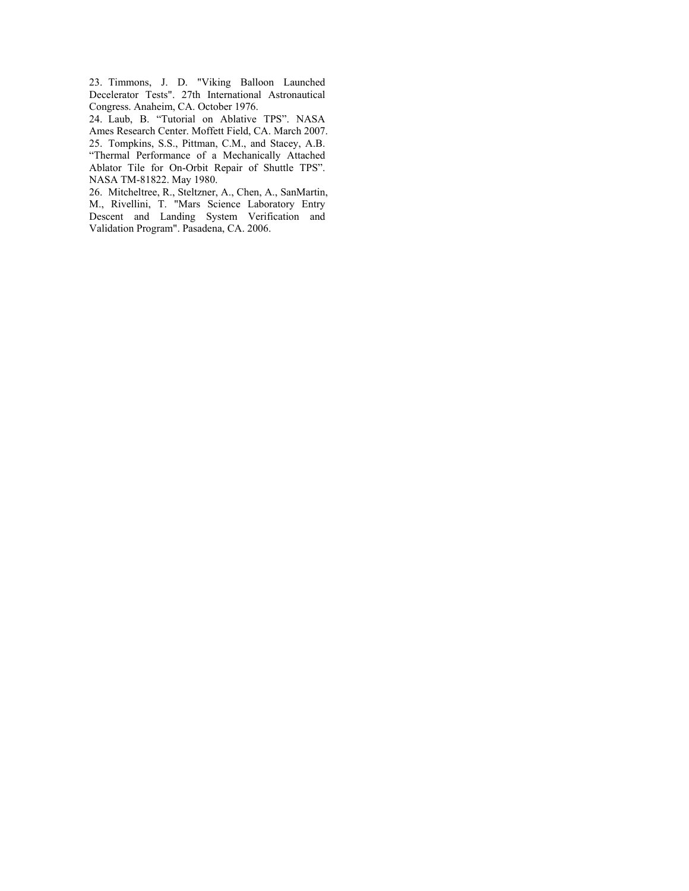23. Timmons, J. D. "Viking Balloon Launched Decelerator Tests". 27th International Astronautical Congress. Anaheim, CA. October 1976.

24. Laub, B. "Tutorial on Ablative TPS". NASA Ames Research Center. Moffett Field, CA. March 2007.

25. Tompkins, S.S., Pittman, C.M., and Stacey, A.B. "Thermal Performance of a Mechanically Attached Ablator Tile for On-Orbit Repair of Shuttle TPS". NASA TM-81822. May 1980.

26. Mitcheltree, R., Steltzner, A., Chen, A., SanMartin, M., Rivellini, T. "Mars Science Laboratory Entry Descent and Landing System Verification and Validation Program". Pasadena, CA. 2006.